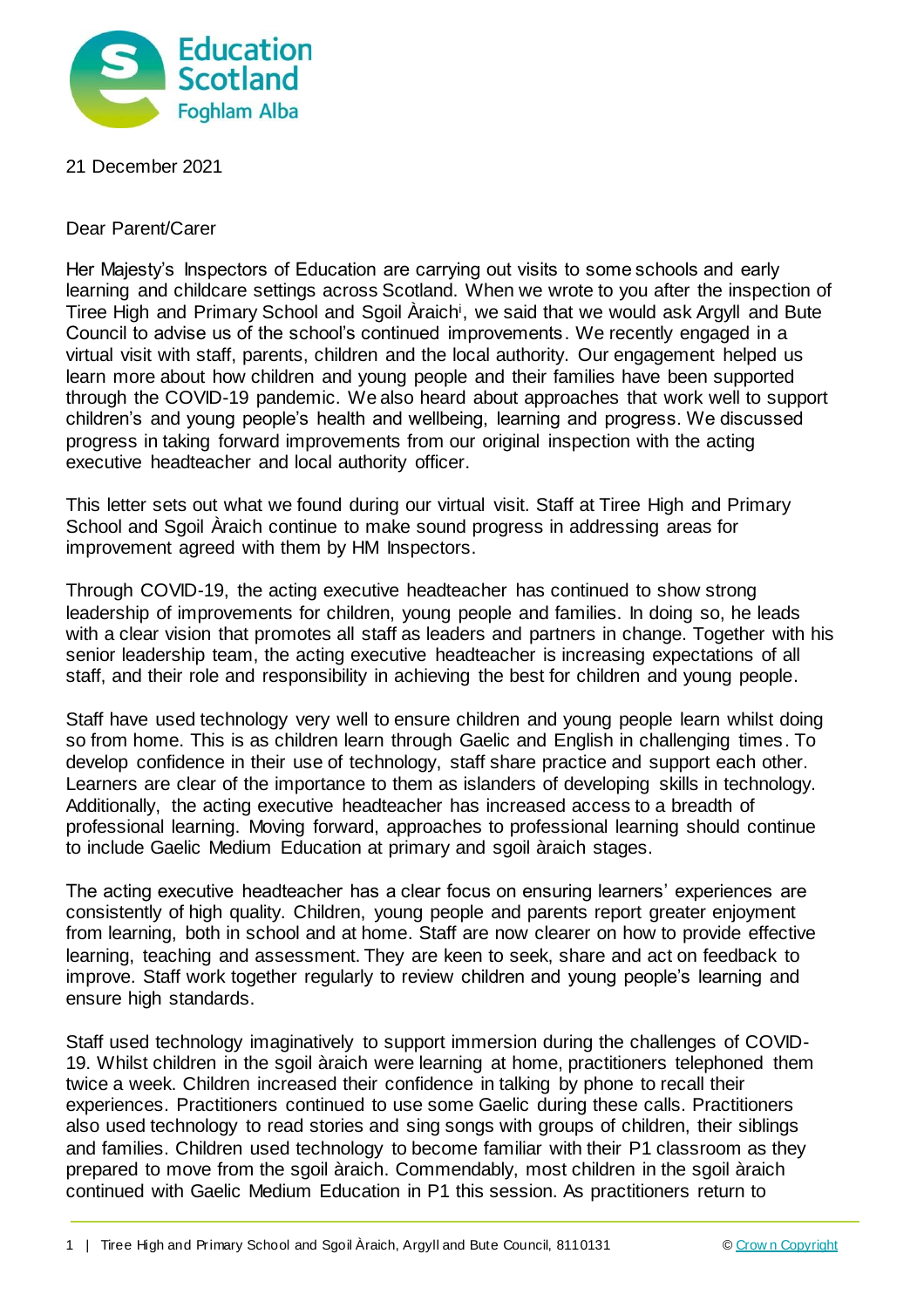21 December 2021

Dear Parent/Carer

Her Majesty's Inspectors of Education are carrying out visits to some schools and early learning and childcare settings across Scotland. When we wrote to you after the inspection of Tiree High and Primary School and Sgoil Àraich[i], we said that we would ask Argyll and Bute Council to advise us of the school's continued improvements. We recently engaged in a virtual visit with staff, parents, children and the local authority. Our engagement helped us learn more about how children and young people and their families have been supported through the COVID-19 pandemic. We also heard about approaches that work well to support children's and young people's health and wellbeing, learning and progress. We discussed progress in taking forward improvements from our original inspection with the acting executive headteacher and local authority officer.

This letter sets out what we found during our virtual visit. Staff at Tiree High and Primary School and Sgoil Àraich continue to make sound progress in addressing areas for improvement agreed with them by HM Inspectors.

Through COVID-19, the acting executive headteacher has continued to show strong leadership of improvements for children, young people and families. In doing so, he leads with a clear vision that promotes all staff as leaders and partners in change. Together with his senior leadership team, the acting executive headteacher is increasing expectations of all staff, and their role and responsibility in achieving the best for children and young people.

Staff have used technology very well to ensure children and young people learn whilst doing so from home. This is as children learn through Gaelic and English in challenging times. To develop confidence in their use of technology, staff share practice and support each other. Learners are clear of the importance to them as islanders of developing skills in technology. Additionally, the acting executive headteacher has increased access to a breadth of professional learning. Moving forward, approaches to professional learning should continue to include Gaelic Medium Education at primary and sgoil àraich stages.

The acting executive headteacher has a clear focus on ensuring learners' experiences are consistently of high quality. Children, young people and parents report greater enjoyment from learning, both in school and at home. Staff are now clearer on how to provide effective learning, teaching and assessment. They are keen to seek, share and act on feedback to improve. Staff work together regularly to review children and young people's learning and ensure high standards.

Staff used technology imaginatively to support immersion during the challenges of COVID-19. Whilst children in the sgoil àraich were learning at home, practitioners telephoned them twice a week. Children increased their confidence in talking by phone to recall their experiences. Practitioners continued to use some Gaelic during these calls. Practitioners also used technology to read stories and sing songs with groups of children, their siblings and families. Children used technology to become familiar with their P1 classroom as they prepared to move from the sgoil àraich. Commendably, most children in the sgoil àraich continued with Gaelic Medium Education in P1 this session. As practitioners return to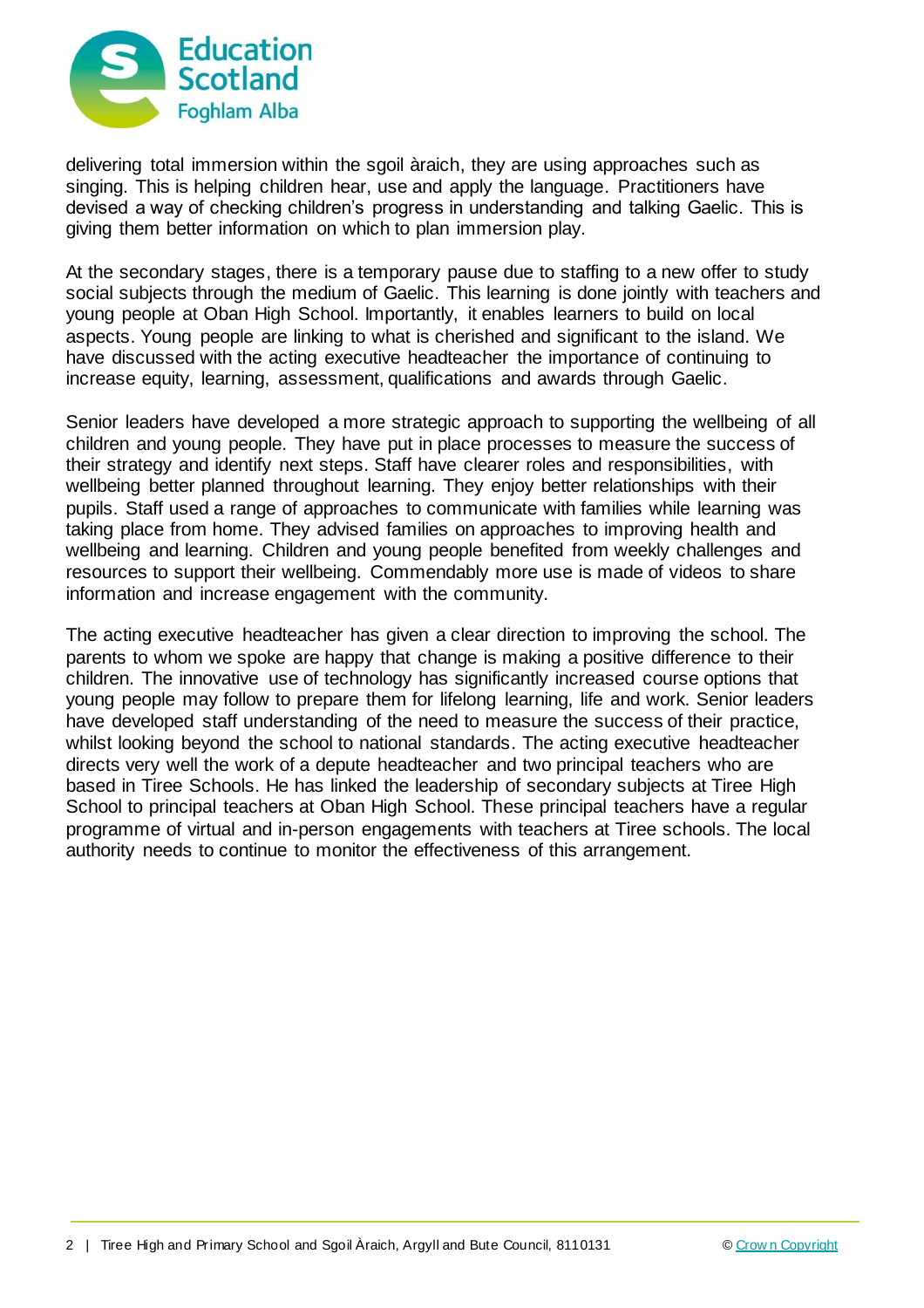delivering total immersion within the sgoil àraich, they are using approaches such as singing. This is helping children hear, use and apply the language. Practitioners have devised a way of checking children's progress in understanding and talking Gaelic. This is giving them better information on which to plan immersion play.

At the secondary stages, there is a temporary pause due to staffing to a new offer to study social subjects through the medium of Gaelic. This learning is done jointly with teachers and young people at Oban High School. Importantly, it enables learners to build on local aspects. Young people are linking to what is cherished and significant to the island. We have discussed with the acting executive headteacher the importance of continuing to increase equity, learning, assessment, qualifications and awards through Gaelic.

Senior leaders have developed a more strategic approach to supporting the wellbeing of all children and young people. They have put in place processes to measure the success of their strategy and identify next steps. Staff have clearer roles and responsibilities, with wellbeing better planned throughout learning. They enjoy better relationships with their pupils. Staff used a range of approaches to communicate with families while learning was taking place from home. They advised families on approaches to improving health and wellbeing and learning. Children and young people benefited from weekly challenges and resources to support their wellbeing. Commendably more use is made of videos to share information and increase engagement with the community.

The acting executive headteacher has given a clear direction to improving the school. The parents to whom we spoke are happy that change is making a positive difference to their children. The innovative use of technology has significantly increased course options that young people may follow to prepare them for lifelong learning, life and work. Senior leaders have developed staff understanding of the need to measure the success of their practice, whilst looking beyond the school to national standards. The acting executive headteacher directs very well the work of a depute headteacher and two principal teachers who are based in Tiree Schools. He has linked the leadership of secondary subjects at Tiree High School to principal teachers at Oban High School. These principal teachers have a regular programme of virtual and in-person engagements with teachers at Tiree schools. The local authority needs to continue to monitor the effectiveness of this arrangement.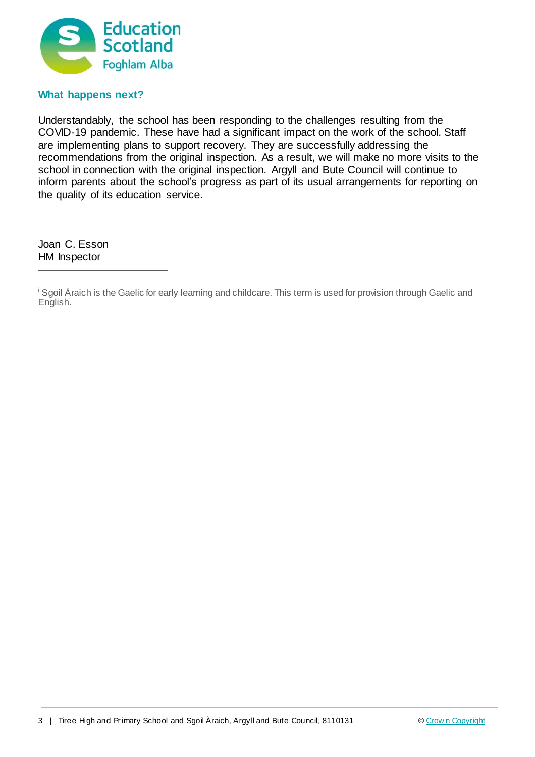## What happens next?

Understandably, the school has been responding to the challenges resulting from the COVID-19 pandemic. These have had a significant impact on the work of the school. Staff are implementing plans to support recovery. They are successfully addressing the recommendations from the original inspection. As a result, we will make no more visits to the school in connection with the original inspection. Argyll and Bute Council will continue to inform parents about the school's progress as part of its usual arrangements for reporting on the quality of its education service.

Joan C. Esson
HM Inspector

---

[i] Sgoil Àraich is the Gaelic for early learning and childcare. This term is used for provision through Gaelic and English.